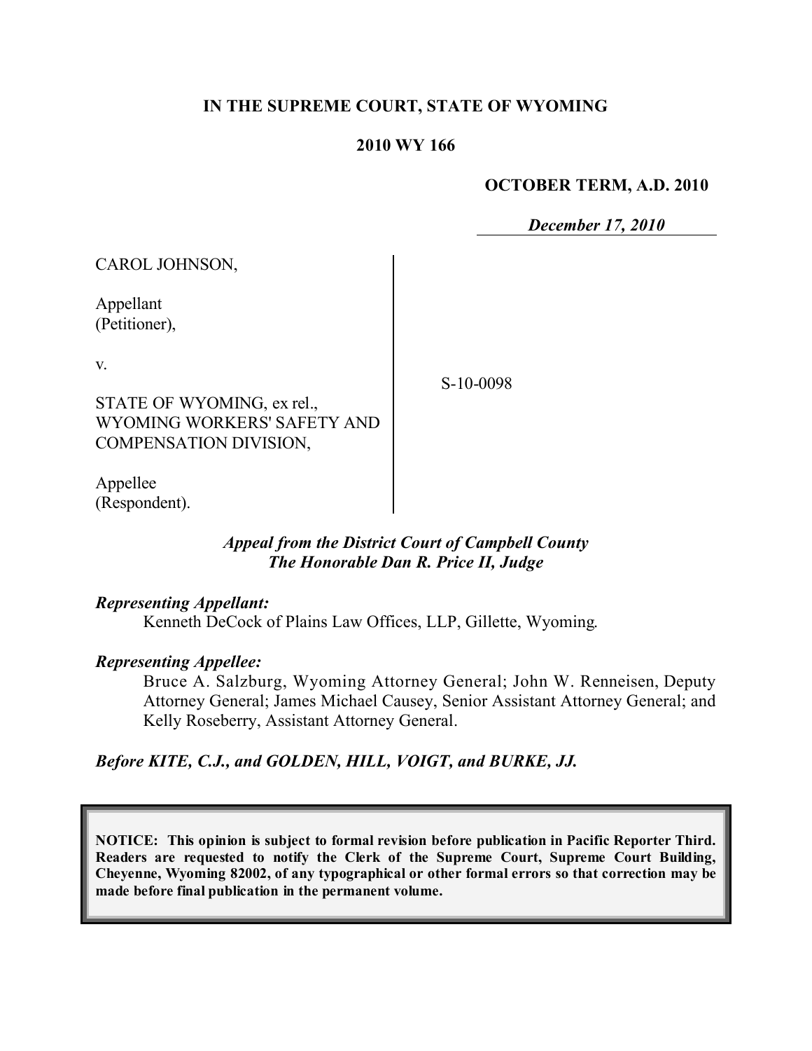**IN THE SUPREME COURT, STATE OF WYOMING**

**2010 WY 166**

**OCTOBER TERM, A.D. 2010**

***December 17, 2010***

CAROL JOHNSON,

Appellant
(Petitioner),

v.

STATE OF WYOMING, ex rel.,
WYOMING WORKERS' SAFETY AND
COMPENSATION DIVISION,

Appellee
(Respondent).

S-10-0098

***Appeal from the District Court of Campbell County***
***The Honorable Dan R. Price II, Judge***

***Representing Appellant:***

Kenneth DeCock of Plains Law Offices, LLP, Gillette, Wyoming.

***Representing Appellee:***

Bruce A. Salzburg, Wyoming Attorney General; John W. Renneisen, Deputy Attorney General; James Michael Causey, Senior Assistant Attorney General; and Kelly Roseberry, Assistant Attorney General.

***Before KITE, C.J., and GOLDEN, HILL, VOIGT, and BURKE, JJ.***

**NOTICE: This opinion is subject to formal revision before publication in Pacific Reporter Third. Readers are requested to notify the Clerk of the Supreme Court, Supreme Court Building, Cheyenne, Wyoming 82002, of any typographical or other formal errors so that correction may be made before final publication in the permanent volume.**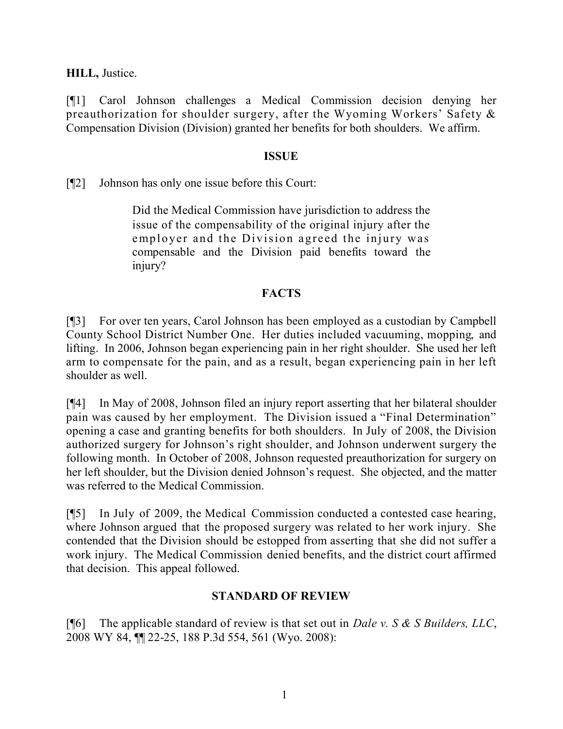**HILL,** Justice.

[¶1] Carol Johnson challenges a Medical Commission decision denying her preauthorization for shoulder surgery, after the Wyoming Workers' Safety & Compensation Division (Division) granted her benefits for both shoulders. We affirm.

## ISSUE

[¶2] Johnson has only one issue before this Court:

> Did the Medical Commission have jurisdiction to address the issue of the compensability of the original injury after the employer and the Division agreed the injury was compensable and the Division paid benefits toward the injury?

## FACTS

[¶3] For over ten years, Carol Johnson has been employed as a custodian by Campbell County School District Number One. Her duties included vacuuming, mopping, and lifting. In 2006, Johnson began experiencing pain in her right shoulder. She used her left arm to compensate for the pain, and as a result, began experiencing pain in her left shoulder as well.

[¶4] In May of 2008, Johnson filed an injury report asserting that her bilateral shoulder pain was caused by her employment. The Division issued a "Final Determination" opening a case and granting benefits for both shoulders. In July of 2008, the Division authorized surgery for Johnson's right shoulder, and Johnson underwent surgery the following month. In October of 2008, Johnson requested preauthorization for surgery on her left shoulder, but the Division denied Johnson's request. She objected, and the matter was referred to the Medical Commission.

[¶5] In July of 2009, the Medical Commission conducted a contested case hearing, where Johnson argued that the proposed surgery was related to her work injury. She contended that the Division should be estopped from asserting that she did not suffer a work injury. The Medical Commission denied benefits, and the district court affirmed that decision. This appeal followed.

## STANDARD OF REVIEW

[¶6] The applicable standard of review is that set out in *Dale v. S & S Builders, LLC*, 2008 WY 84, ¶¶ 22-25, 188 P.3d 554, 561 (Wyo. 2008):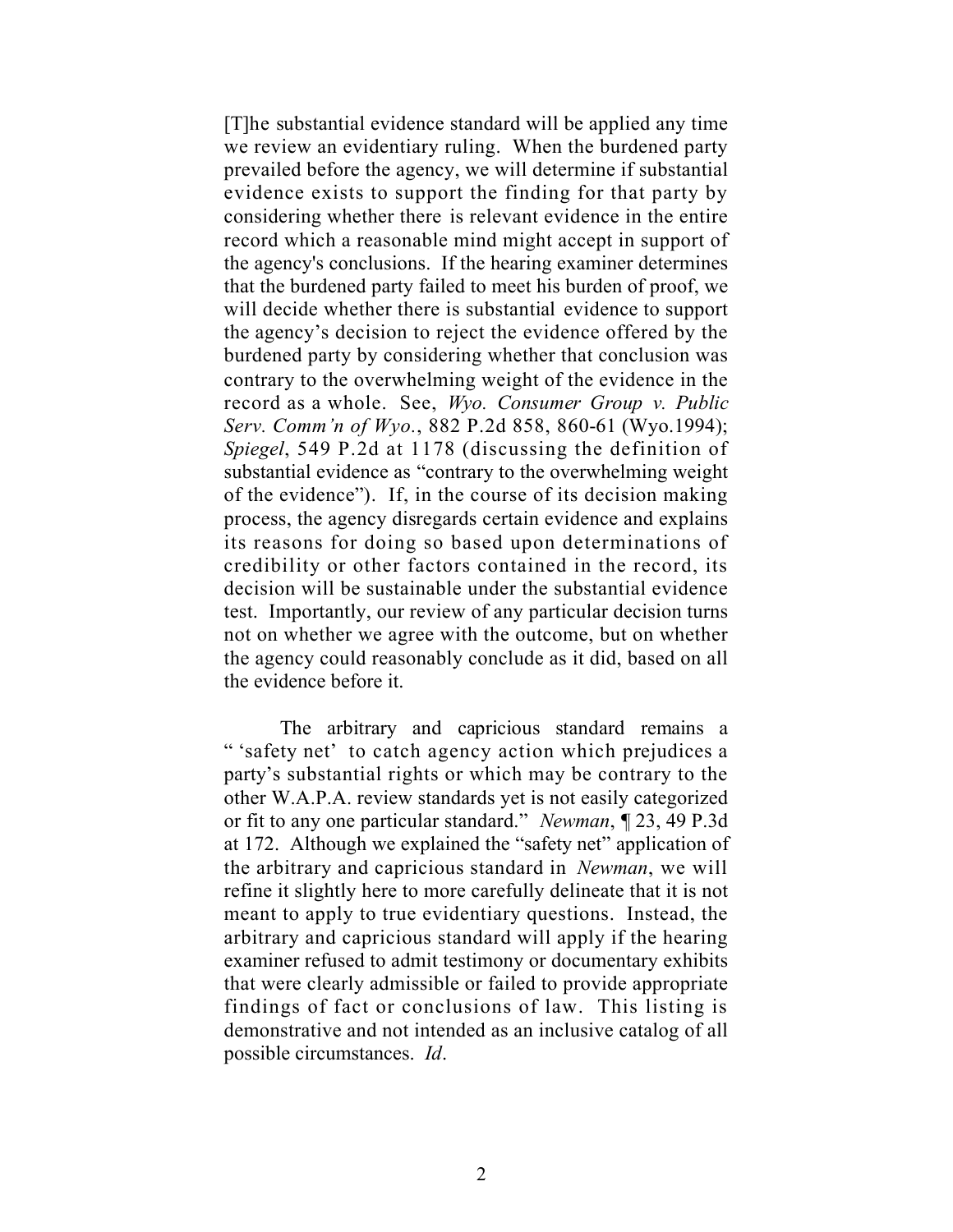> [T]he substantial evidence standard will be applied any time we review an evidentiary ruling. When the burdened party prevailed before the agency, we will determine if substantial evidence exists to support the finding for that party by considering whether there is relevant evidence in the entire record which a reasonable mind might accept in support of the agency's conclusions. If the hearing examiner determines that the burdened party failed to meet his burden of proof, we will decide whether there is substantial evidence to support the agency's decision to reject the evidence offered by the burdened party by considering whether that conclusion was contrary to the overwhelming weight of the evidence in the record as a whole. See, *Wyo. Consumer Group v. Public Serv. Comm'n of Wyo.*, 882 P.2d 858, 860-61 (Wyo.1994); *Spiegel*, 549 P.2d at 1178 (discussing the definition of substantial evidence as "contrary to the overwhelming weight of the evidence"). If, in the course of its decision making process, the agency disregards certain evidence and explains its reasons for doing so based upon determinations of credibility or other factors contained in the record, its decision will be sustainable under the substantial evidence test. Importantly, our review of any particular decision turns not on whether we agree with the outcome, but on whether the agency could reasonably conclude as it did, based on all the evidence before it.
>
> The arbitrary and capricious standard remains a " 'safety net' to catch agency action which prejudices a party's substantial rights or which may be contrary to the other W.A.P.A. review standards yet is not easily categorized or fit to any one particular standard." *Newman*, ¶ 23, 49 P.3d at 172. Although we explained the "safety net" application of the arbitrary and capricious standard in *Newman*, we will refine it slightly here to more carefully delineate that it is not meant to apply to true evidentiary questions. Instead, the arbitrary and capricious standard will apply if the hearing examiner refused to admit testimony or documentary exhibits that were clearly admissible or failed to provide appropriate findings of fact or conclusions of law. This listing is demonstrative and not intended as an inclusive catalog of all possible circumstances. *Id*.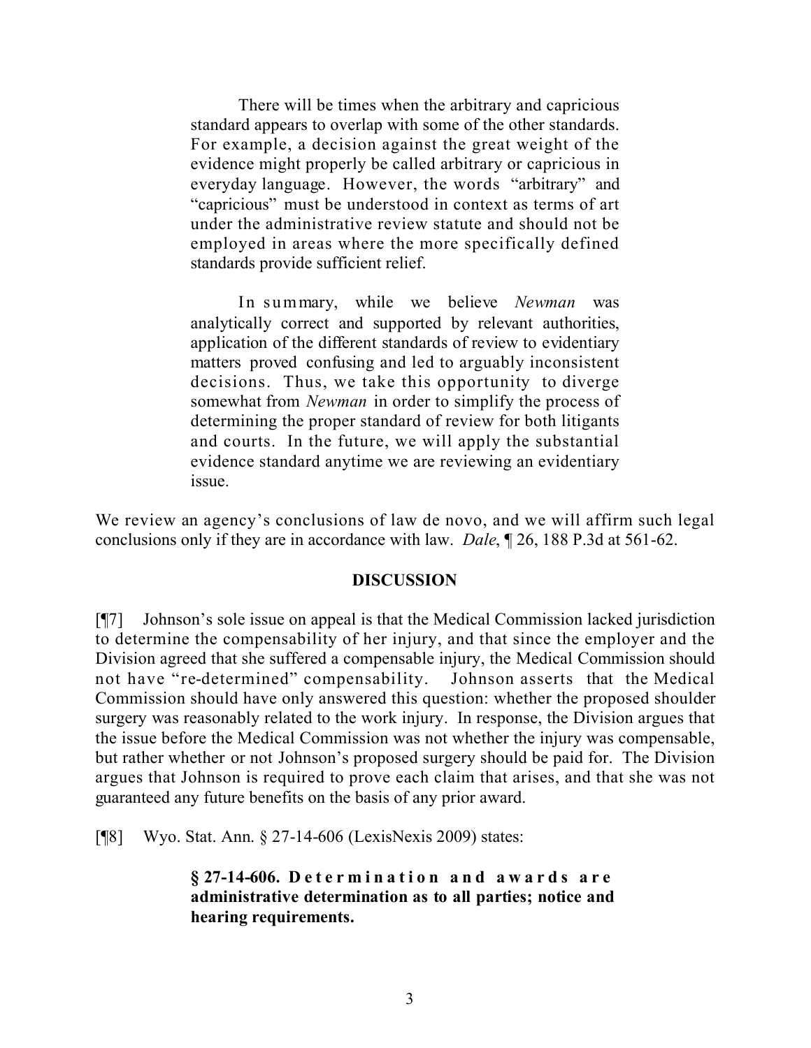> There will be times when the arbitrary and capricious standard appears to overlap with some of the other standards. For example, a decision against the great weight of the evidence might properly be called arbitrary or capricious in everyday language. However, the words "arbitrary" and "capricious" must be understood in context as terms of art under the administrative review statute and should not be employed in areas where the more specifically defined standards provide sufficient relief.
>
> In summary, while we believe *Newman* was analytically correct and supported by relevant authorities, application of the different standards of review to evidentiary matters proved confusing and led to arguably inconsistent decisions. Thus, we take this opportunity to diverge somewhat from *Newman* in order to simplify the process of determining the proper standard of review for both litigants and courts. In the future, we will apply the substantial evidence standard anytime we are reviewing an evidentiary issue.

We review an agency's conclusions of law de novo, and we will affirm such legal conclusions only if they are in accordance with law. *Dale*, ¶ 26, 188 P.3d at 561-62.

## DISCUSSION

[¶7] Johnson's sole issue on appeal is that the Medical Commission lacked jurisdiction to determine the compensability of her injury, and that since the employer and the Division agreed that she suffered a compensable injury, the Medical Commission should not have "re-determined" compensability. Johnson asserts that the Medical Commission should have only answered this question: whether the proposed shoulder surgery was reasonably related to the work injury. In response, the Division argues that the issue before the Medical Commission was not whether the injury was compensable, but rather whether or not Johnson's proposed surgery should be paid for. The Division argues that Johnson is required to prove each claim that arises, and that she was not guaranteed any future benefits on the basis of any prior award.

[¶8] Wyo. Stat. Ann. § 27-14-606 (LexisNexis 2009) states:

> **§ 27-14-606. Determination and awards are administrative determination as to all parties; notice and hearing requirements.**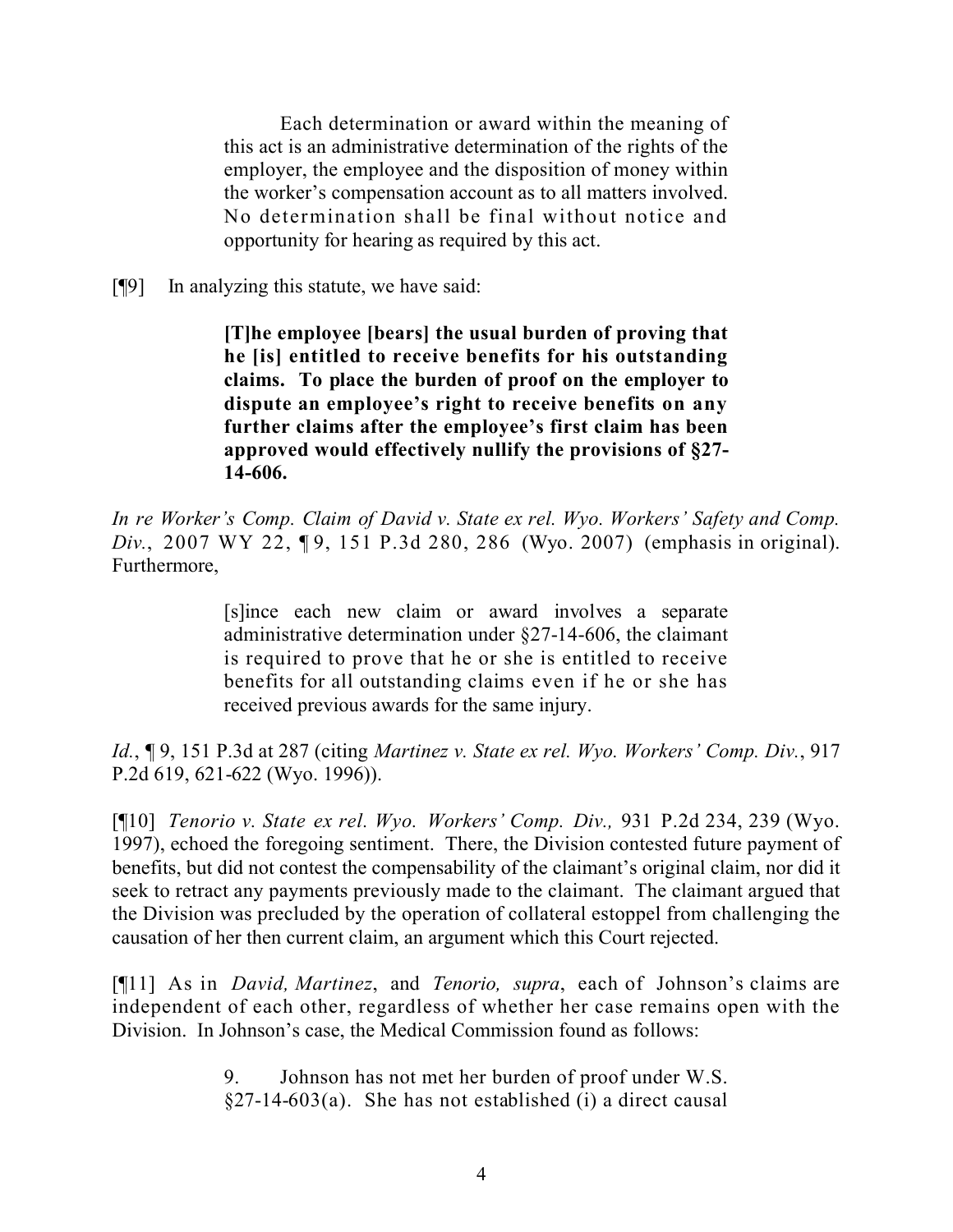> Each determination or award within the meaning of this act is an administrative determination of the rights of the employer, the employee and the disposition of money within the worker's compensation account as to all matters involved. No determination shall be final without notice and opportunity for hearing as required by this act.

[¶9] In analyzing this statute, we have said:

> **[T]he employee [bears] the usual burden of proving that he [is] entitled to receive benefits for his outstanding claims. To place the burden of proof on the employer to dispute an employee's right to receive benefits on any further claims after the employee's first claim has been approved would effectively nullify the provisions of §27-14-606.**

*In re Worker's Comp. Claim of David v. State ex rel. Wyo. Workers' Safety and Comp. Div.*, 2007 WY 22, ¶ 9, 151 P.3d 280, 286 (Wyo. 2007) (emphasis in original). Furthermore,

> [s]ince each new claim or award involves a separate administrative determination under §27-14-606, the claimant is required to prove that he or she is entitled to receive benefits for all outstanding claims even if he or she has received previous awards for the same injury.

*Id.*, ¶ 9, 151 P.3d at 287 (citing *Martinez v. State ex rel. Wyo. Workers' Comp. Div.*, 917 P.2d 619, 621-622 (Wyo. 1996)).

[¶10] *Tenorio v. State ex rel. Wyo. Workers' Comp. Div.,* 931 P.2d 234, 239 (Wyo. 1997), echoed the foregoing sentiment. There, the Division contested future payment of benefits, but did not contest the compensability of the claimant's original claim, nor did it seek to retract any payments previously made to the claimant. The claimant argued that the Division was precluded by the operation of collateral estoppel from challenging the causation of her then current claim, an argument which this Court rejected.

[¶11] As in *David, Martinez*, and *Tenorio, supra*, each of Johnson's claims are independent of each other, regardless of whether her case remains open with the Division. In Johnson's case, the Medical Commission found as follows:

> 9. Johnson has not met her burden of proof under W.S. §27-14-603(a). She has not established (i) a direct causal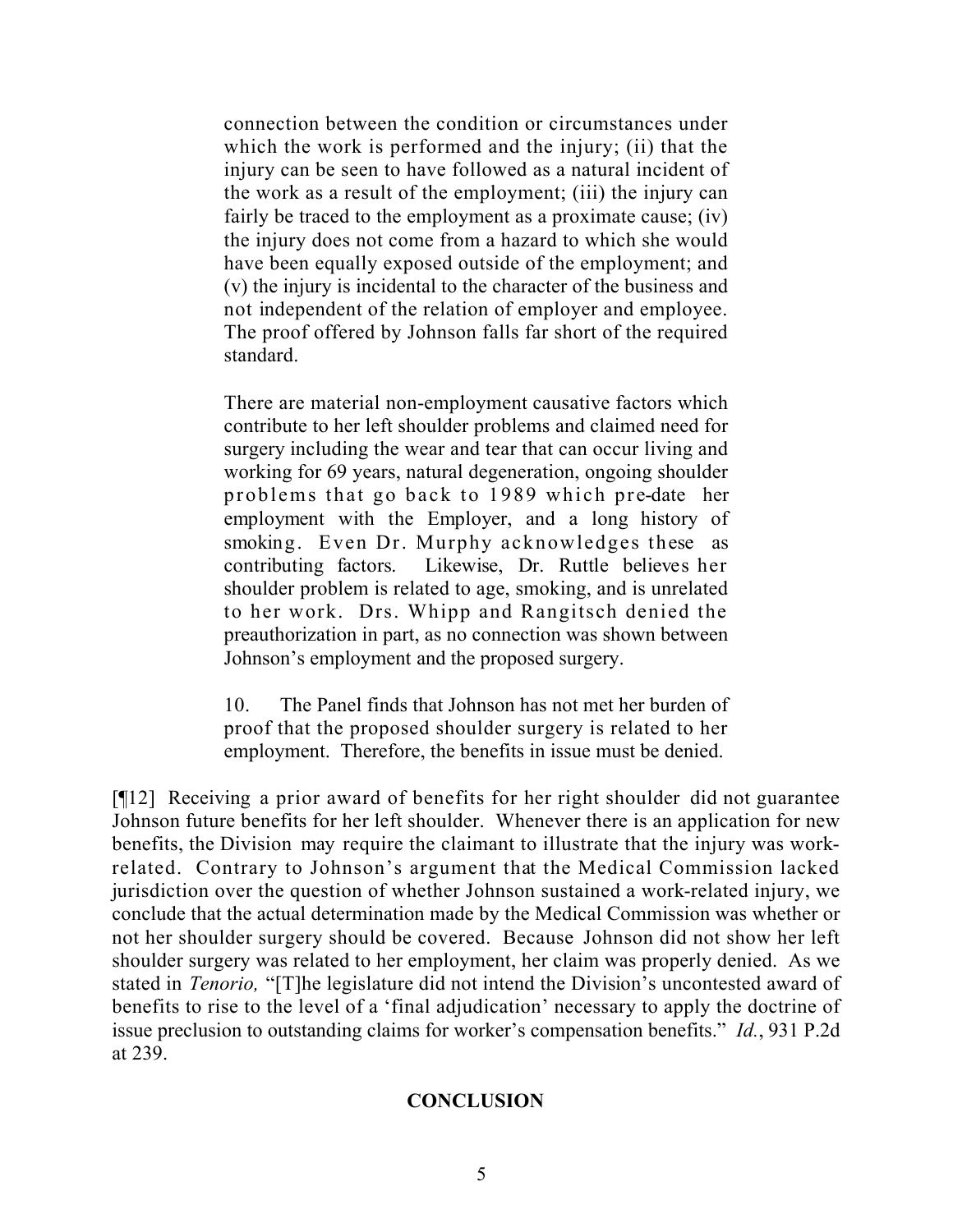> connection between the condition or circumstances under which the work is performed and the injury; (ii) that the injury can be seen to have followed as a natural incident of the work as a result of the employment; (iii) the injury can fairly be traced to the employment as a proximate cause; (iv) the injury does not come from a hazard to which she would have been equally exposed outside of the employment; and (v) the injury is incidental to the character of the business and not independent of the relation of employer and employee. The proof offered by Johnson falls far short of the required standard.
>
> There are material non-employment causative factors which contribute to her left shoulder problems and claimed need for surgery including the wear and tear that can occur living and working for 69 years, natural degeneration, ongoing shoulder problems that go back to 1989 which pre-date her employment with the Employer, and a long history of smoking. Even Dr. Murphy acknowledges these as contributing factors. Likewise, Dr. Ruttle believes her shoulder problem is related to age, smoking, and is unrelated to her work. Drs. Whipp and Rangitsch denied the preauthorization in part, as no connection was shown between Johnson's employment and the proposed surgery.
>
> 10. The Panel finds that Johnson has not met her burden of proof that the proposed shoulder surgery is related to her employment. Therefore, the benefits in issue must be denied.

[¶12] Receiving a prior award of benefits for her right shoulder did not guarantee Johnson future benefits for her left shoulder. Whenever there is an application for new benefits, the Division may require the claimant to illustrate that the injury was work-related. Contrary to Johnson's argument that the Medical Commission lacked jurisdiction over the question of whether Johnson sustained a work-related injury, we conclude that the actual determination made by the Medical Commission was whether or not her shoulder surgery should be covered. Because Johnson did not show her left shoulder surgery was related to her employment, her claim was properly denied. As we stated in *Tenorio,* "[T]he legislature did not intend the Division's uncontested award of benefits to rise to the level of a 'final adjudication' necessary to apply the doctrine of issue preclusion to outstanding claims for worker's compensation benefits." *Id.*, 931 P.2d at 239.

## CONCLUSION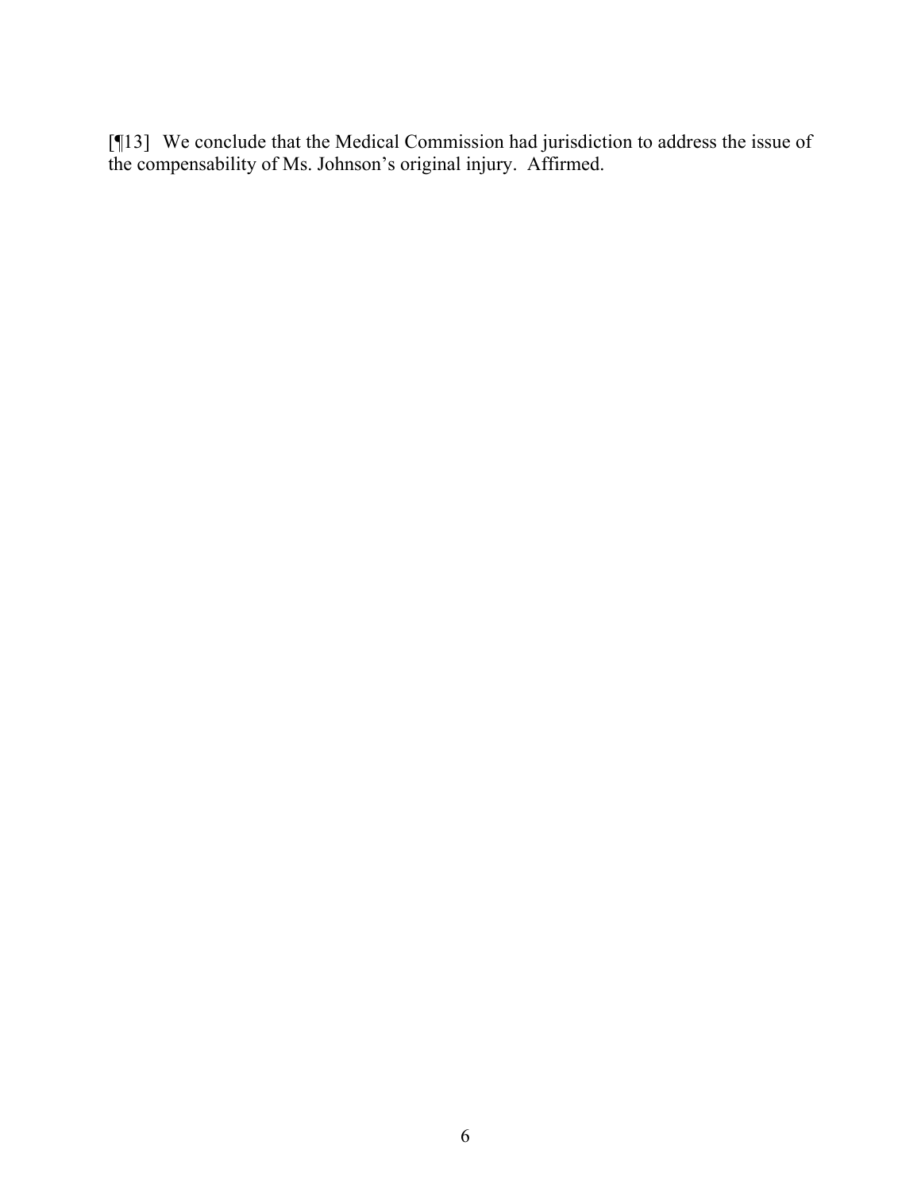[¶13] We conclude that the Medical Commission had jurisdiction to address the issue of the compensability of Ms. Johnson's original injury. Affirmed.